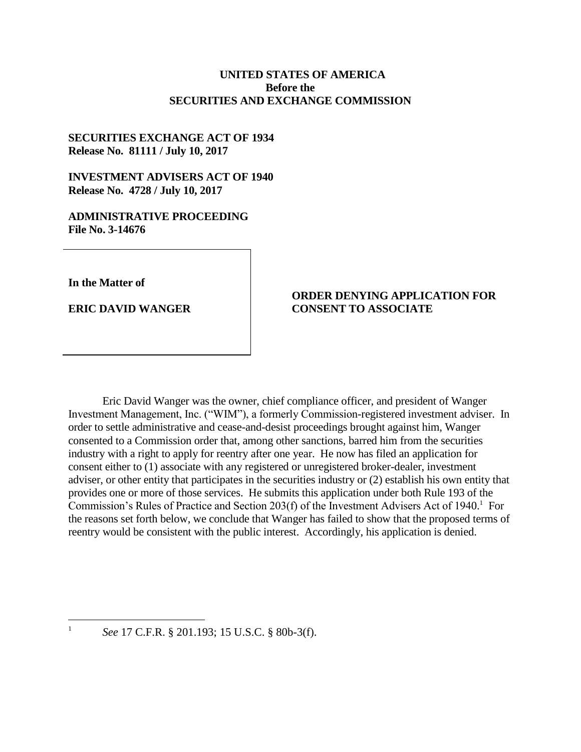**UNITED STATES OF AMERICA**
**Before the**
**SECURITIES AND EXCHANGE COMMISSION**

**SECURITIES EXCHANGE ACT OF 1934**
**Release No. 81111 / July 10, 2017**

**INVESTMENT ADVISERS ACT OF 1940**
**Release No. 4728 / July 10, 2017**

**ADMINISTRATIVE PROCEEDING**
**File No. 3-14676**

**In the Matter of**

**ERIC DAVID WANGER**

**ORDER DENYING APPLICATION FOR CONSENT TO ASSOCIATE**

Eric David Wanger was the owner, chief compliance officer, and president of Wanger Investment Management, Inc. ("WIM"), a formerly Commission-registered investment adviser. In order to settle administrative and cease-and-desist proceedings brought against him, Wanger consented to a Commission order that, among other sanctions, barred him from the securities industry with a right to apply for reentry after one year. He now has filed an application for consent either to (1) associate with any registered or unregistered broker-dealer, investment adviser, or other entity that participates in the securities industry or (2) establish his own entity that provides one or more of those services. He submits this application under both Rule 193 of the Commission's Rules of Practice and Section 203(f) of the Investment Advisers Act of 1940.[1] For the reasons set forth below, we conclude that Wanger has failed to show that the proposed terms of reentry would be consistent with the public interest. Accordingly, his application is denied.

---

[1] *See* 17 C.F.R. § 201.193; 15 U.S.C. § 80b-3(f).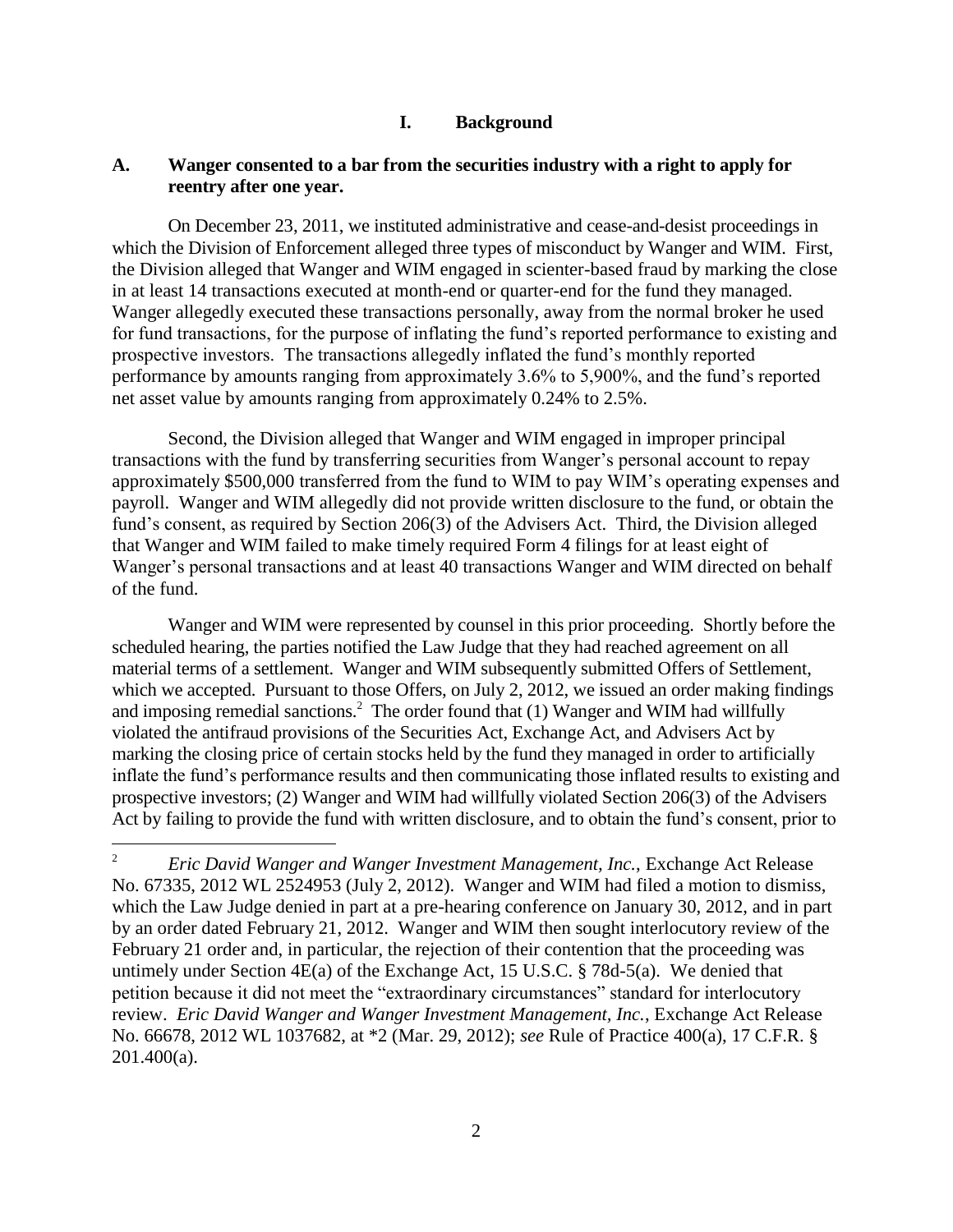## I. Background

### A. Wanger consented to a bar from the securities industry with a right to apply for reentry after one year.

On December 23, 2011, we instituted administrative and cease-and-desist proceedings in which the Division of Enforcement alleged three types of misconduct by Wanger and WIM. First, the Division alleged that Wanger and WIM engaged in scienter-based fraud by marking the close in at least 14 transactions executed at month-end or quarter-end for the fund they managed. Wanger allegedly executed these transactions personally, away from the normal broker he used for fund transactions, for the purpose of inflating the fund's reported performance to existing and prospective investors. The transactions allegedly inflated the fund's monthly reported performance by amounts ranging from approximately 3.6% to 5,900%, and the fund's reported net asset value by amounts ranging from approximately 0.24% to 2.5%.

Second, the Division alleged that Wanger and WIM engaged in improper principal transactions with the fund by transferring securities from Wanger's personal account to repay approximately $500,000 transferred from the fund to WIM to pay WIM's operating expenses and payroll. Wanger and WIM allegedly did not provide written disclosure to the fund, or obtain the fund's consent, as required by Section 206(3) of the Advisers Act. Third, the Division alleged that Wanger and WIM failed to make timely required Form 4 filings for at least eight of Wanger's personal transactions and at least 40 transactions Wanger and WIM directed on behalf of the fund.

Wanger and WIM were represented by counsel in this prior proceeding. Shortly before the scheduled hearing, the parties notified the Law Judge that they had reached agreement on all material terms of a settlement. Wanger and WIM subsequently submitted Offers of Settlement, which we accepted. Pursuant to those Offers, on July 2, 2012, we issued an order making findings and imposing remedial sanctions.[2] The order found that (1) Wanger and WIM had willfully violated the antifraud provisions of the Securities Act, Exchange Act, and Advisers Act by marking the closing price of certain stocks held by the fund they managed in order to artificially inflate the fund's performance results and then communicating those inflated results to existing and prospective investors; (2) Wanger and WIM had willfully violated Section 206(3) of the Advisers Act by failing to provide the fund with written disclosure, and to obtain the fund's consent, prior to

---

[2] *Eric David Wanger and Wanger Investment Management, Inc.*, Exchange Act Release No. 67335, 2012 WL 2524953 (July 2, 2012). Wanger and WIM had filed a motion to dismiss, which the Law Judge denied in part at a pre-hearing conference on January 30, 2012, and in part by an order dated February 21, 2012. Wanger and WIM then sought interlocutory review of the February 21 order and, in particular, the rejection of their contention that the proceeding was untimely under Section 4E(a) of the Exchange Act, 15 U.S.C. § 78d-5(a). We denied that petition because it did not meet the "extraordinary circumstances" standard for interlocutory review. *Eric David Wanger and Wanger Investment Management, Inc.*, Exchange Act Release No. 66678, 2012 WL 1037682, at *2 (Mar. 29, 2012); *see* Rule of Practice 400(a), 17 C.F.R. § 201.400(a).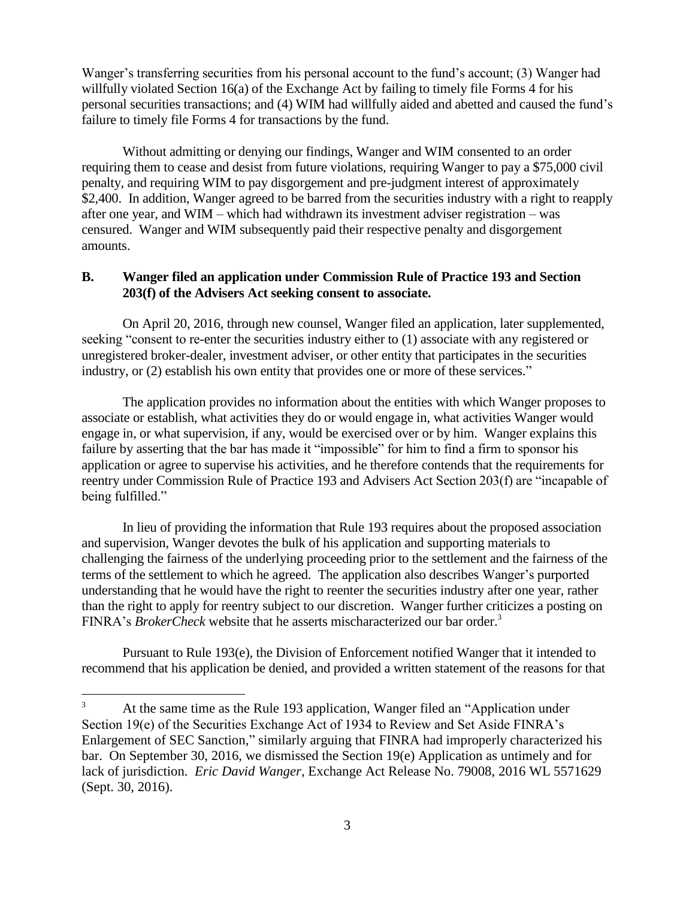Wanger's transferring securities from his personal account to the fund's account; (3) Wanger had willfully violated Section 16(a) of the Exchange Act by failing to timely file Forms 4 for his personal securities transactions; and (4) WIM had willfully aided and abetted and caused the fund's failure to timely file Forms 4 for transactions by the fund.

Without admitting or denying our findings, Wanger and WIM consented to an order requiring them to cease and desist from future violations, requiring Wanger to pay a $75,000 civil penalty, and requiring WIM to pay disgorgement and pre-judgment interest of approximately $2,400. In addition, Wanger agreed to be barred from the securities industry with a right to reapply after one year, and WIM – which had withdrawn its investment adviser registration – was censured. Wanger and WIM subsequently paid their respective penalty and disgorgement amounts.

### B. Wanger filed an application under Commission Rule of Practice 193 and Section 203(f) of the Advisers Act seeking consent to associate.

On April 20, 2016, through new counsel, Wanger filed an application, later supplemented, seeking "consent to re-enter the securities industry either to (1) associate with any registered or unregistered broker-dealer, investment adviser, or other entity that participates in the securities industry, or (2) establish his own entity that provides one or more of these services."

The application provides no information about the entities with which Wanger proposes to associate or establish, what activities they do or would engage in, what activities Wanger would engage in, or what supervision, if any, would be exercised over or by him. Wanger explains this failure by asserting that the bar has made it "impossible" for him to find a firm to sponsor his application or agree to supervise his activities, and he therefore contends that the requirements for reentry under Commission Rule of Practice 193 and Advisers Act Section 203(f) are "incapable of being fulfilled."

In lieu of providing the information that Rule 193 requires about the proposed association and supervision, Wanger devotes the bulk of his application and supporting materials to challenging the fairness of the underlying proceeding prior to the settlement and the fairness of the terms of the settlement to which he agreed. The application also describes Wanger's purported understanding that he would have the right to reenter the securities industry after one year, rather than the right to apply for reentry subject to our discretion. Wanger further criticizes a posting on FINRA's *BrokerCheck* website that he asserts mischaracterized our bar order.[3]

Pursuant to Rule 193(e), the Division of Enforcement notified Wanger that it intended to recommend that his application be denied, and provided a written statement of the reasons for that

---

[3] At the same time as the Rule 193 application, Wanger filed an "Application under Section 19(e) of the Securities Exchange Act of 1934 to Review and Set Aside FINRA's Enlargement of SEC Sanction," similarly arguing that FINRA had improperly characterized his bar. On September 30, 2016, we dismissed the Section 19(e) Application as untimely and for lack of jurisdiction. *Eric David Wanger*, Exchange Act Release No. 79008, 2016 WL 5571629 (Sept. 30, 2016).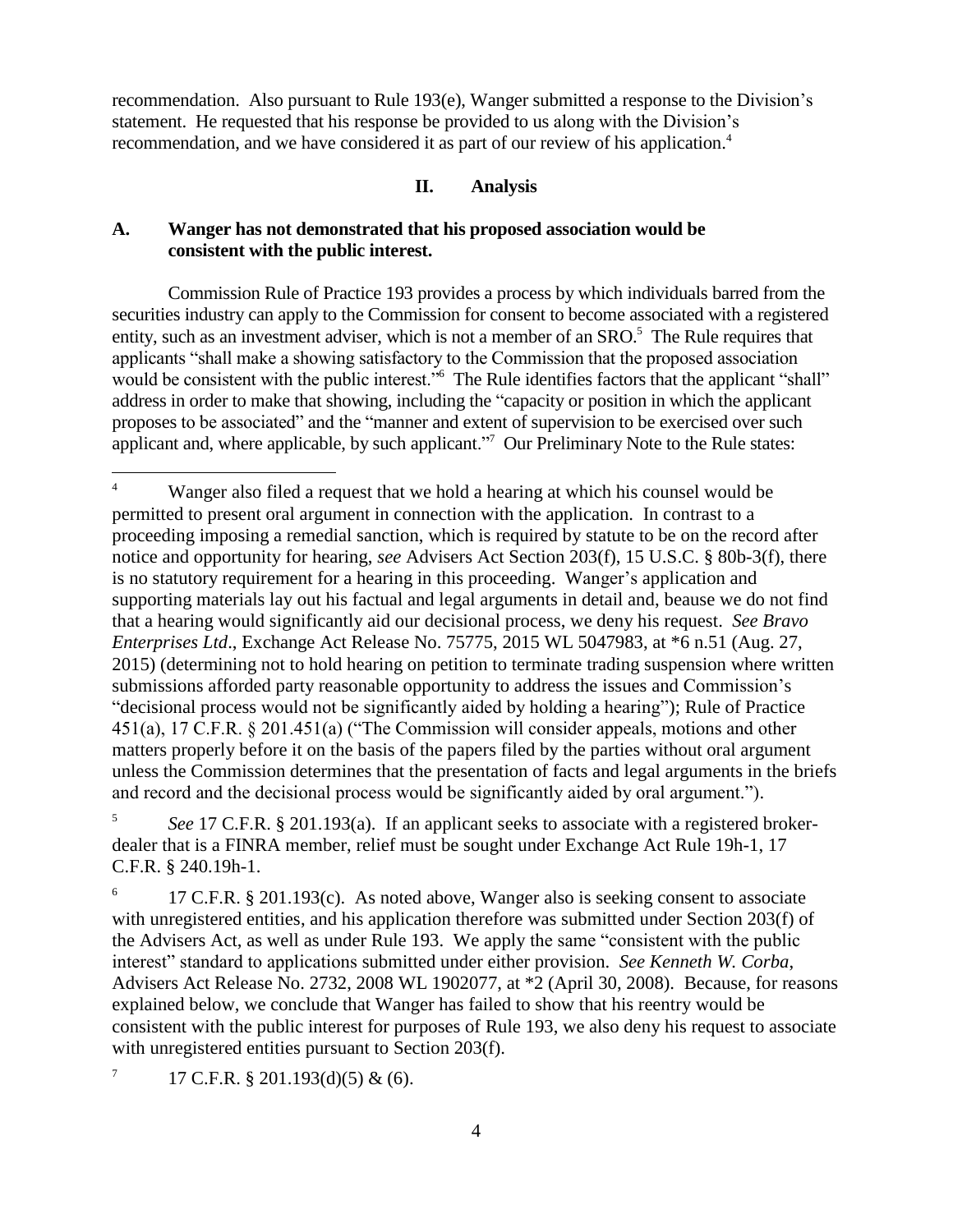recommendation. Also pursuant to Rule 193(e), Wanger submitted a response to the Division's statement. He requested that his response be provided to us along with the Division's recommendation, and we have considered it as part of our review of his application.[4]

## II. Analysis

### A. Wanger has not demonstrated that his proposed association would be consistent with the public interest.

Commission Rule of Practice 193 provides a process by which individuals barred from the securities industry can apply to the Commission for consent to become associated with a registered entity, such as an investment adviser, which is not a member of an SRO.[5] The Rule requires that applicants "shall make a showing satisfactory to the Commission that the proposed association would be consistent with the public interest."[6] The Rule identifies factors that the applicant "shall" address in order to make that showing, including the "capacity or position in which the applicant proposes to be associated" and the "manner and extent of supervision to be exercised over such applicant and, where applicable, by such applicant."[7] Our Preliminary Note to the Rule states:

---

[4] Wanger also filed a request that we hold a hearing at which his counsel would be permitted to present oral argument in connection with the application. In contrast to a proceeding imposing a remedial sanction, which is required by statute to be on the record after notice and opportunity for hearing, *see* Advisers Act Section 203(f), 15 U.S.C. § 80b-3(f), there is no statutory requirement for a hearing in this proceeding. Wanger's application and supporting materials lay out his factual and legal arguments in detail and, beause we do not find that a hearing would significantly aid our decisional process, we deny his request. *See Bravo Enterprises Ltd*., Exchange Act Release No. 75775, 2015 WL 5047983, at *6 n.51 (Aug. 27, 2015) (determining not to hold hearing on petition to terminate trading suspension where written submissions afforded party reasonable opportunity to address the issues and Commission's "decisional process would not be significantly aided by holding a hearing"); Rule of Practice 451(a), 17 C.F.R. § 201.451(a) ("The Commission will consider appeals, motions and other matters properly before it on the basis of the papers filed by the parties without oral argument unless the Commission determines that the presentation of facts and legal arguments in the briefs and record and the decisional process would be significantly aided by oral argument.").

[5] *See* 17 C.F.R. § 201.193(a). If an applicant seeks to associate with a registered broker-dealer that is a FINRA member, relief must be sought under Exchange Act Rule 19h-1, 17 C.F.R. § 240.19h-1.

[6] 17 C.F.R. § 201.193(c). As noted above, Wanger also is seeking consent to associate with unregistered entities, and his application therefore was submitted under Section 203(f) of the Advisers Act, as well as under Rule 193. We apply the same "consistent with the public interest" standard to applications submitted under either provision. *See Kenneth W. Corba*, Advisers Act Release No. 2732, 2008 WL 1902077, at *2 (April 30, 2008). Because, for reasons explained below, we conclude that Wanger has failed to show that his reentry would be consistent with the public interest for purposes of Rule 193, we also deny his request to associate with unregistered entities pursuant to Section 203(f).

[7] 17 C.F.R. § 201.193(d)(5) & (6).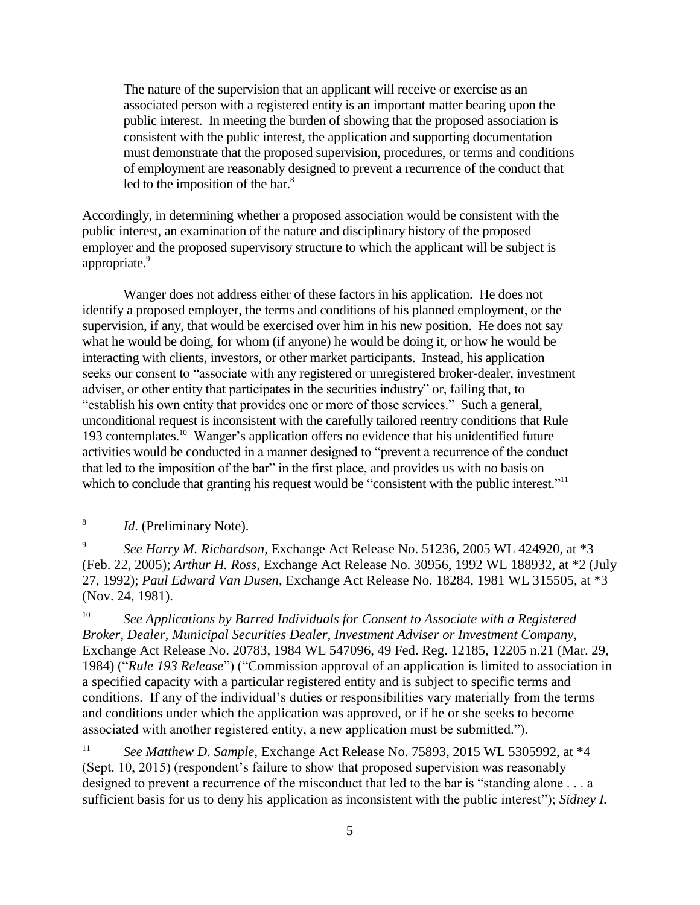> The nature of the supervision that an applicant will receive or exercise as an associated person with a registered entity is an important matter bearing upon the public interest. In meeting the burden of showing that the proposed association is consistent with the public interest, the application and supporting documentation must demonstrate that the proposed supervision, procedures, or terms and conditions of employment are reasonably designed to prevent a recurrence of the conduct that led to the imposition of the bar.[8]

Accordingly, in determining whether a proposed association would be consistent with the public interest, an examination of the nature and disciplinary history of the proposed employer and the proposed supervisory structure to which the applicant will be subject is appropriate.[9]

Wanger does not address either of these factors in his application. He does not identify a proposed employer, the terms and conditions of his planned employment, or the supervision, if any, that would be exercised over him in his new position. He does not say what he would be doing, for whom (if anyone) he would be doing it, or how he would be interacting with clients, investors, or other market participants. Instead, his application seeks our consent to "associate with any registered or unregistered broker-dealer, investment adviser, or other entity that participates in the securities industry" or, failing that, to "establish his own entity that provides one or more of those services." Such a general, unconditional request is inconsistent with the carefully tailored reentry conditions that Rule 193 contemplates.[10] Wanger's application offers no evidence that his unidentified future activities would be conducted in a manner designed to "prevent a recurrence of the conduct that led to the imposition of the bar" in the first place, and provides us with no basis on which to conclude that granting his request would be "consistent with the public interest."[11]

---

[8] *Id.* (Preliminary Note).

[9] *See Harry M. Richardson*, Exchange Act Release No. 51236, 2005 WL 424920, at *3 (Feb. 22, 2005); *Arthur H. Ross*, Exchange Act Release No. 30956, 1992 WL 188932, at *2 (July 27, 1992); *Paul Edward Van Dusen*, Exchange Act Release No. 18284, 1981 WL 315505, at *3 (Nov. 24, 1981).

[10] *See Applications by Barred Individuals for Consent to Associate with a Registered Broker, Dealer, Municipal Securities Dealer, Investment Adviser or Investment Company*, Exchange Act Release No. 20783, 1984 WL 547096, 49 Fed. Reg. 12185, 12205 n.21 (Mar. 29, 1984) ("*Rule 193 Release*") ("Commission approval of an application is limited to association in a specified capacity with a particular registered entity and is subject to specific terms and conditions. If any of the individual's duties or responsibilities vary materially from the terms and conditions under which the application was approved, or if he or she seeks to become associated with another registered entity, a new application must be submitted.").

[11] *See Matthew D. Sample*, Exchange Act Release No. 75893, 2015 WL 5305992, at *4 (Sept. 10, 2015) (respondent's failure to show that proposed supervision was reasonably designed to prevent a recurrence of the misconduct that led to the bar is "standing alone . . . a sufficient basis for us to deny his application as inconsistent with the public interest"); *Sidney I.*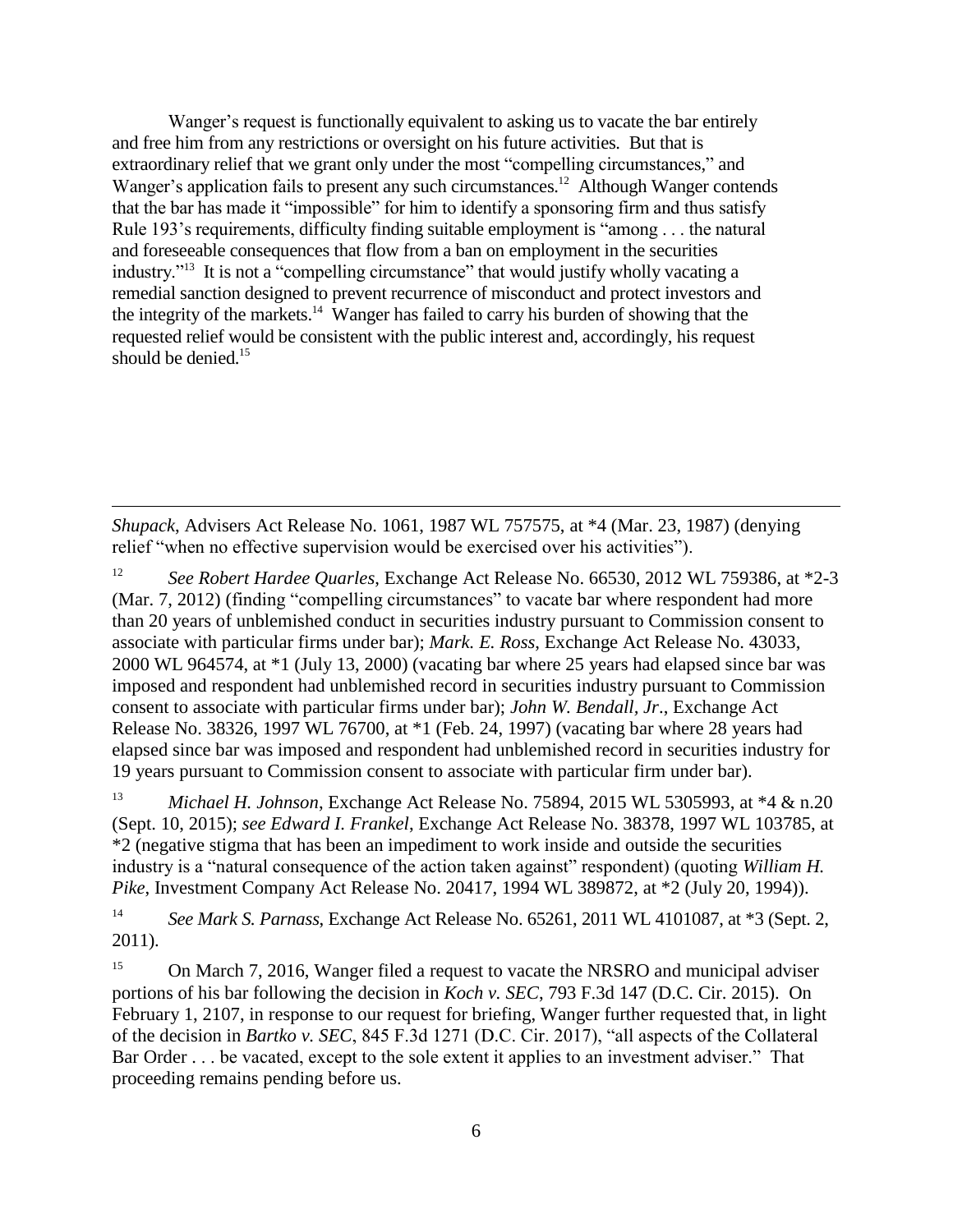Wanger's request is functionally equivalent to asking us to vacate the bar entirely and free him from any restrictions or oversight on his future activities. But that is extraordinary relief that we grant only under the most "compelling circumstances," and Wanger's application fails to present any such circumstances.[12] Although Wanger contends that the bar has made it "impossible" for him to identify a sponsoring firm and thus satisfy Rule 193's requirements, difficulty finding suitable employment is "among . . . the natural and foreseeable consequences that flow from a ban on employment in the securities industry."[13] It is not a "compelling circumstance" that would justify wholly vacating a remedial sanction designed to prevent recurrence of misconduct and protect investors and the integrity of the markets.[14] Wanger has failed to carry his burden of showing that the requested relief would be consistent with the public interest and, accordingly, his request should be denied.[15]

---

*Shupack*, Advisers Act Release No. 1061, 1987 WL 757575, at *4 (Mar. 23, 1987) (denying relief "when no effective supervision would be exercised over his activities").

[12] *See Robert Hardee Quarles*, Exchange Act Release No. 66530, 2012 WL 759386, at *2-3 (Mar. 7, 2012) (finding "compelling circumstances" to vacate bar where respondent had more than 20 years of unblemished conduct in securities industry pursuant to Commission consent to associate with particular firms under bar); *Mark. E. Ross*, Exchange Act Release No. 43033, 2000 WL 964574, at *1 (July 13, 2000) (vacating bar where 25 years had elapsed since bar was imposed and respondent had unblemished record in securities industry pursuant to Commission consent to associate with particular firms under bar); *John W. Bendall, Jr*., Exchange Act Release No. 38326, 1997 WL 76700, at *1 (Feb. 24, 1997) (vacating bar where 28 years had elapsed since bar was imposed and respondent had unblemished record in securities industry for 19 years pursuant to Commission consent to associate with particular firm under bar).

[13] *Michael H. Johnson*, Exchange Act Release No. 75894, 2015 WL 5305993, at *4 & n.20 (Sept. 10, 2015); *see Edward I. Frankel*, Exchange Act Release No. 38378, 1997 WL 103785, at *2 (negative stigma that has been an impediment to work inside and outside the securities industry is a "natural consequence of the action taken against" respondent) (quoting *William H. Pike*, Investment Company Act Release No. 20417, 1994 WL 389872, at *2 (July 20, 1994)).

[14] *See Mark S. Parnass*, Exchange Act Release No. 65261, 2011 WL 4101087, at *3 (Sept. 2, 2011).

[15] On March 7, 2016, Wanger filed a request to vacate the NRSRO and municipal adviser portions of his bar following the decision in *Koch v. SEC*, 793 F.3d 147 (D.C. Cir. 2015). On February 1, 2107, in response to our request for briefing, Wanger further requested that, in light of the decision in *Bartko v. SEC*, 845 F.3d 1271 (D.C. Cir. 2017), "all aspects of the Collateral Bar Order . . . be vacated, except to the sole extent it applies to an investment adviser." That proceeding remains pending before us.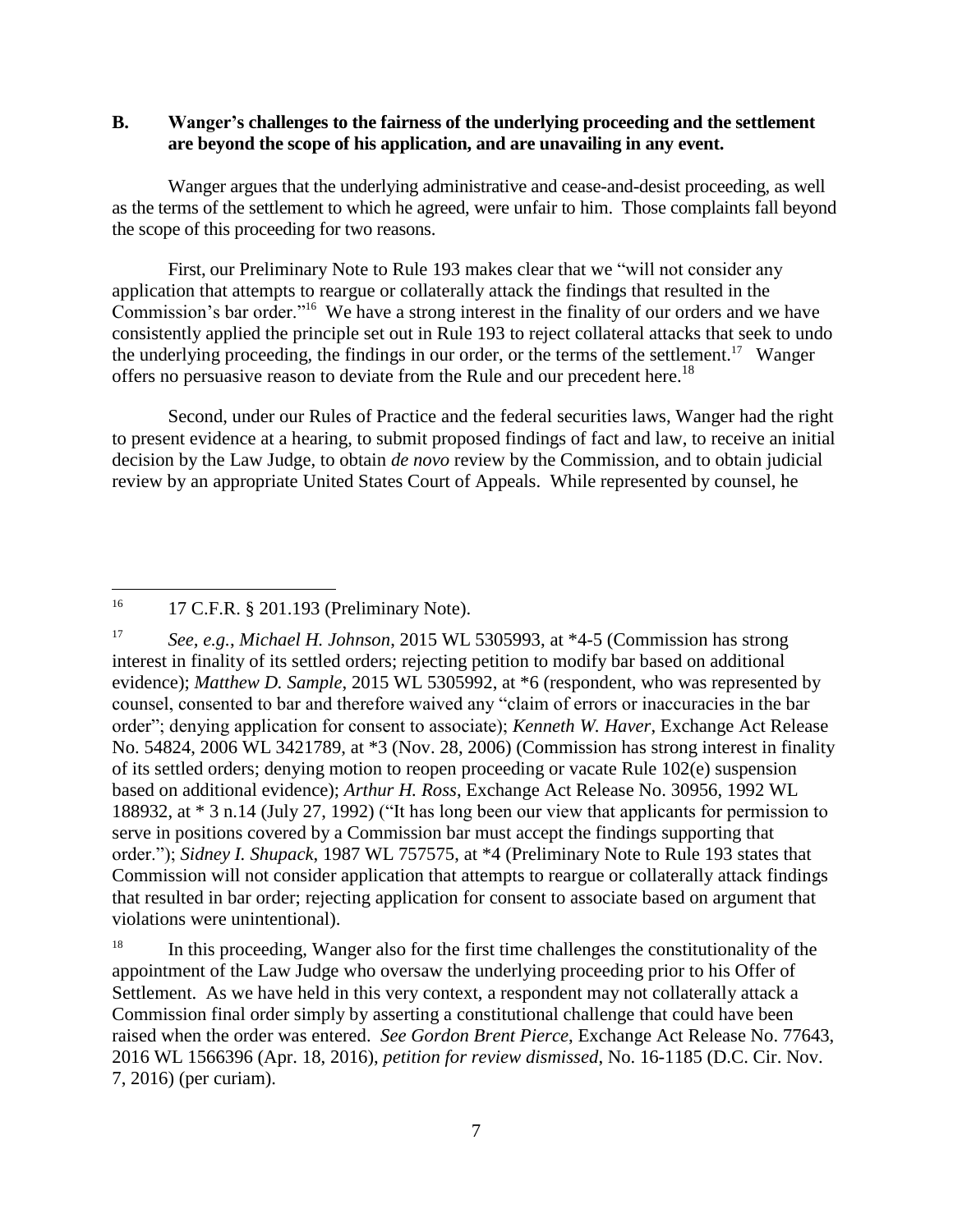### B. Wanger's challenges to the fairness of the underlying proceeding and the settlement are beyond the scope of his application, and are unavailing in any event.

Wanger argues that the underlying administrative and cease-and-desist proceeding, as well as the terms of the settlement to which he agreed, were unfair to him. Those complaints fall beyond the scope of this proceeding for two reasons.

First, our Preliminary Note to Rule 193 makes clear that we "will not consider any application that attempts to reargue or collaterally attack the findings that resulted in the Commission's bar order."[16] We have a strong interest in the finality of our orders and we have consistently applied the principle set out in Rule 193 to reject collateral attacks that seek to undo the underlying proceeding, the findings in our order, or the terms of the settlement.[17] Wanger offers no persuasive reason to deviate from the Rule and our precedent here.[18]

Second, under our Rules of Practice and the federal securities laws, Wanger had the right to present evidence at a hearing, to submit proposed findings of fact and law, to receive an initial decision by the Law Judge, to obtain *de novo* review by the Commission, and to obtain judicial review by an appropriate United States Court of Appeals. While represented by counsel, he

---

[16] 17 C.F.R. § 201.193 (Preliminary Note).

[17] *See, e.g.*, *Michael H. Johnson*, 2015 WL 5305993, at *4-5 (Commission has strong interest in finality of its settled orders; rejecting petition to modify bar based on additional evidence); *Matthew D. Sample*, 2015 WL 5305992, at *6 (respondent, who was represented by counsel, consented to bar and therefore waived any "claim of errors or inaccuracies in the bar order"; denying application for consent to associate); *Kenneth W. Haver*, Exchange Act Release No. 54824, 2006 WL 3421789, at *3 (Nov. 28, 2006) (Commission has strong interest in finality of its settled orders; denying motion to reopen proceeding or vacate Rule 102(e) suspension based on additional evidence); *Arthur H. Ross*, Exchange Act Release No. 30956, 1992 WL 188932, at * 3 n.14 (July 27, 1992) ("It has long been our view that applicants for permission to serve in positions covered by a Commission bar must accept the findings supporting that order."); *Sidney I. Shupack*, 1987 WL 757575, at *4 (Preliminary Note to Rule 193 states that Commission will not consider application that attempts to reargue or collaterally attack findings that resulted in bar order; rejecting application for consent to associate based on argument that violations were unintentional).

[18] In this proceeding, Wanger also for the first time challenges the constitutionality of the appointment of the Law Judge who oversaw the underlying proceeding prior to his Offer of Settlement. As we have held in this very context, a respondent may not collaterally attack a Commission final order simply by asserting a constitutional challenge that could have been raised when the order was entered. *See Gordon Brent Pierce*, Exchange Act Release No. 77643, 2016 WL 1566396 (Apr. 18, 2016), *petition for review dismissed*, No. 16-1185 (D.C. Cir. Nov. 7, 2016) (per curiam).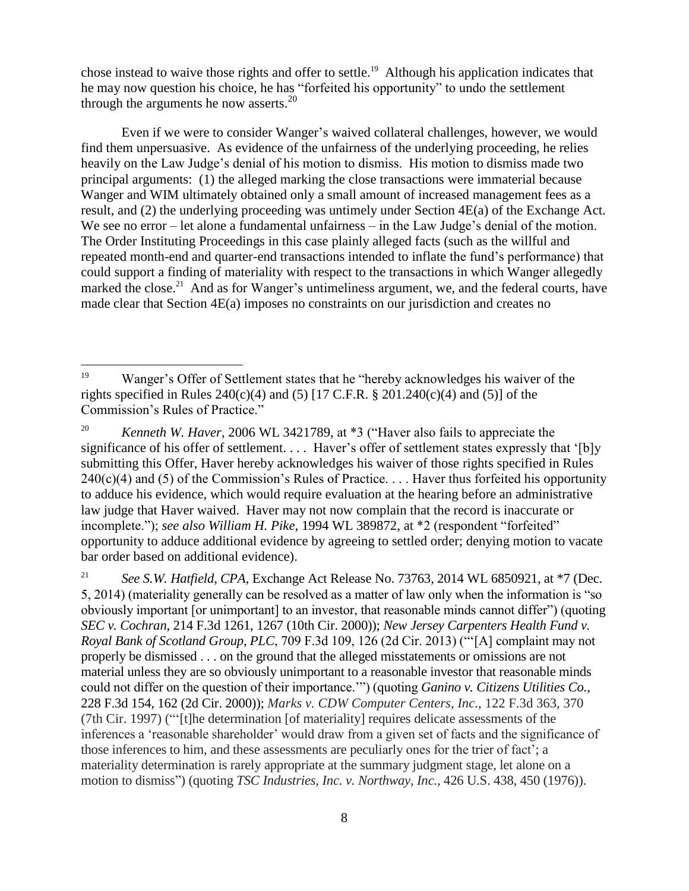chose instead to waive those rights and offer to settle.[19] Although his application indicates that he may now question his choice, he has "forfeited his opportunity" to undo the settlement through the arguments he now asserts.[20]

Even if we were to consider Wanger's waived collateral challenges, however, we would find them unpersuasive. As evidence of the unfairness of the underlying proceeding, he relies heavily on the Law Judge's denial of his motion to dismiss. His motion to dismiss made two principal arguments: (1) the alleged marking the close transactions were immaterial because Wanger and WIM ultimately obtained only a small amount of increased management fees as a result, and (2) the underlying proceeding was untimely under Section 4E(a) of the Exchange Act. We see no error – let alone a fundamental unfairness – in the Law Judge's denial of the motion. The Order Instituting Proceedings in this case plainly alleged facts (such as the willful and repeated month-end and quarter-end transactions intended to inflate the fund's performance) that could support a finding of materiality with respect to the transactions in which Wanger allegedly marked the close.[21] And as for Wanger's untimeliness argument, we, and the federal courts, have made clear that Section 4E(a) imposes no constraints on our jurisdiction and creates no

---

[19] Wanger's Offer of Settlement states that he "hereby acknowledges his waiver of the rights specified in Rules 240(c)(4) and (5) [17 C.F.R. § 201.240(c)(4) and (5)] of the Commission's Rules of Practice."

[20] *Kenneth W. Haver*, 2006 WL 3421789, at *3 ("Haver also fails to appreciate the significance of his offer of settlement. . . . Haver's offer of settlement states expressly that '[b]y submitting this Offer, Haver hereby acknowledges his waiver of those rights specified in Rules 240(c)(4) and (5) of the Commission's Rules of Practice. . . . Haver thus forfeited his opportunity to adduce his evidence, which would require evaluation at the hearing before an administrative law judge that Haver waived. Haver may not now complain that the record is inaccurate or incomplete."); *see also William H. Pike*, 1994 WL 389872, at *2 (respondent "forfeited" opportunity to adduce additional evidence by agreeing to settled order; denying motion to vacate bar order based on additional evidence).

[21] *See S.W. Hatfield, CPA*, Exchange Act Release No. 73763, 2014 WL 6850921, at *7 (Dec. 5, 2014) (materiality generally can be resolved as a matter of law only when the information is "so obviously important [or unimportant] to an investor, that reasonable minds cannot differ") (quoting *SEC v. Cochran*, 214 F.3d 1261, 1267 (10th Cir. 2000)); *New Jersey Carpenters Health Fund v. Royal Bank of Scotland Group, PLC*, 709 F.3d 109, 126 (2d Cir. 2013) ("'[A] complaint may not properly be dismissed . . . on the ground that the alleged misstatements or omissions are not material unless they are so obviously unimportant to a reasonable investor that reasonable minds could not differ on the question of their importance.'") (quoting *Ganino v. Citizens Utilities Co.*, 228 F.3d 154, 162 (2d Cir. 2000)); *Marks v. CDW Computer Centers, Inc.*, 122 F.3d 363, 370 (7th Cir. 1997) ("'[t]he determination [of materiality] requires delicate assessments of the inferences a 'reasonable shareholder' would draw from a given set of facts and the significance of those inferences to him, and these assessments are peculiarly ones for the trier of fact'; a materiality determination is rarely appropriate at the summary judgment stage, let alone on a motion to dismiss") (quoting *TSC Industries, Inc. v. Northway, Inc.*, 426 U.S. 438, 450 (1976)).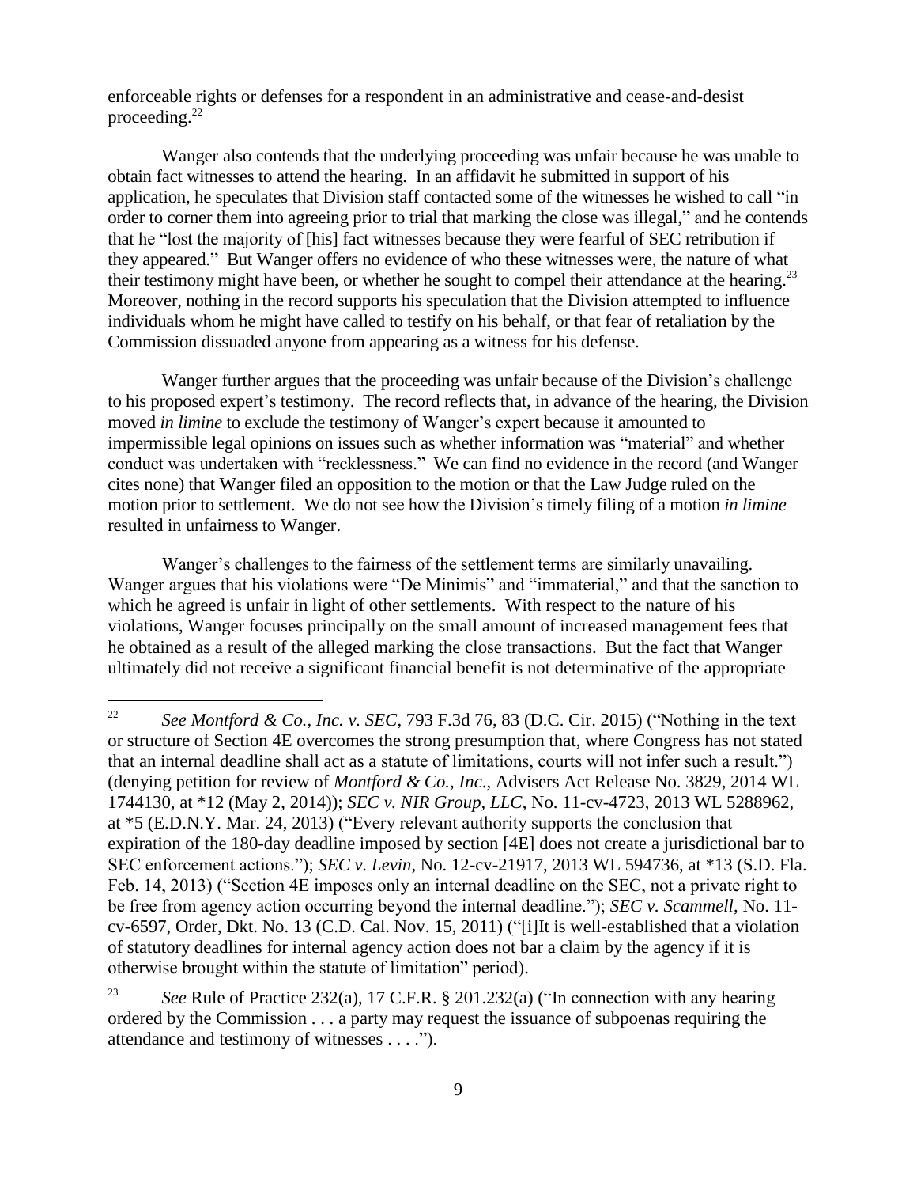enforceable rights or defenses for a respondent in an administrative and cease-and-desist proceeding.[22]

Wanger also contends that the underlying proceeding was unfair because he was unable to obtain fact witnesses to attend the hearing. In an affidavit he submitted in support of his application, he speculates that Division staff contacted some of the witnesses he wished to call "in order to corner them into agreeing prior to trial that marking the close was illegal," and he contends that he "lost the majority of [his] fact witnesses because they were fearful of SEC retribution if they appeared." But Wanger offers no evidence of who these witnesses were, the nature of what their testimony might have been, or whether he sought to compel their attendance at the hearing.[23] Moreover, nothing in the record supports his speculation that the Division attempted to influence individuals whom he might have called to testify on his behalf, or that fear of retaliation by the Commission dissuaded anyone from appearing as a witness for his defense.

Wanger further argues that the proceeding was unfair because of the Division's challenge to his proposed expert's testimony. The record reflects that, in advance of the hearing, the Division moved *in limine* to exclude the testimony of Wanger's expert because it amounted to impermissible legal opinions on issues such as whether information was "material" and whether conduct was undertaken with "recklessness." We can find no evidence in the record (and Wanger cites none) that Wanger filed an opposition to the motion or that the Law Judge ruled on the motion prior to settlement. We do not see how the Division's timely filing of a motion *in limine* resulted in unfairness to Wanger.

Wanger's challenges to the fairness of the settlement terms are similarly unavailing. Wanger argues that his violations were "De Minimis" and "immaterial," and that the sanction to which he agreed is unfair in light of other settlements. With respect to the nature of his violations, Wanger focuses principally on the small amount of increased management fees that he obtained as a result of the alleged marking the close transactions. But the fact that Wanger ultimately did not receive a significant financial benefit is not determinative of the appropriate

---

[22] *See Montford & Co., Inc. v. SEC*, 793 F.3d 76, 83 (D.C. Cir. 2015) ("Nothing in the text or structure of Section 4E overcomes the strong presumption that, where Congress has not stated that an internal deadline shall act as a statute of limitations, courts will not infer such a result.") (denying petition for review of *Montford & Co., Inc*., Advisers Act Release No. 3829, 2014 WL 1744130, at *12 (May 2, 2014)); *SEC v. NIR Group, LLC*, No. 11-cv-4723, 2013 WL 5288962, at *5 (E.D.N.Y. Mar. 24, 2013) ("Every relevant authority supports the conclusion that expiration of the 180-day deadline imposed by section [4E] does not create a jurisdictional bar to SEC enforcement actions."); *SEC v. Levin*, No. 12-cv-21917, 2013 WL 594736, at *13 (S.D. Fla. Feb. 14, 2013) ("Section 4E imposes only an internal deadline on the SEC, not a private right to be free from agency action occurring beyond the internal deadline."); *SEC v. Scammell*, No. 11-cv-6597, Order, Dkt. No. 13 (C.D. Cal. Nov. 15, 2011) ("[i]It is well-established that a violation of statutory deadlines for internal agency action does not bar a claim by the agency if it is otherwise brought within the statute of limitation" period).

[23] *See* Rule of Practice 232(a), 17 C.F.R. § 201.232(a) ("In connection with any hearing ordered by the Commission . . . a party may request the issuance of subpoenas requiring the attendance and testimony of witnesses . . . .").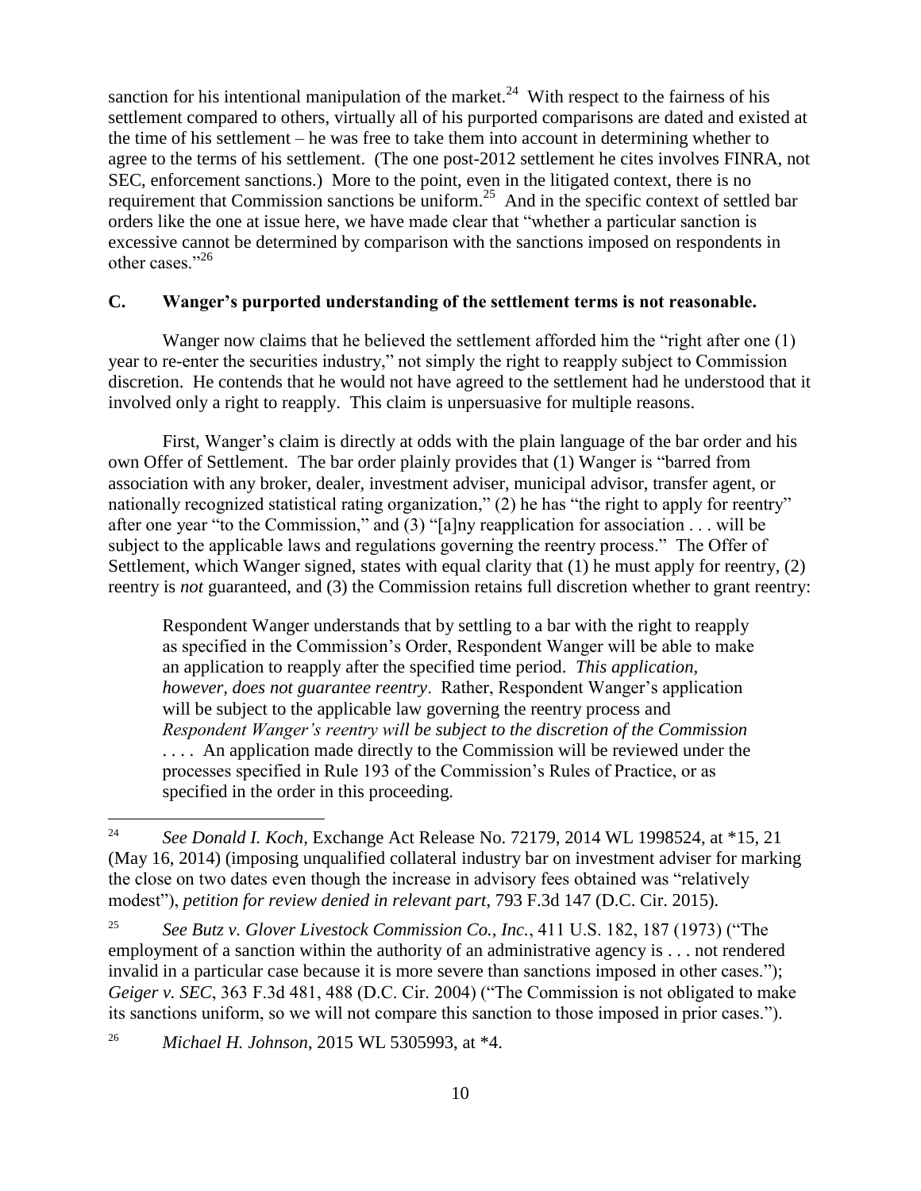sanction for his intentional manipulation of the market.[24] With respect to the fairness of his settlement compared to others, virtually all of his purported comparisons are dated and existed at the time of his settlement – he was free to take them into account in determining whether to agree to the terms of his settlement. (The one post-2012 settlement he cites involves FINRA, not SEC, enforcement sanctions.) More to the point, even in the litigated context, there is no requirement that Commission sanctions be uniform.[25] And in the specific context of settled bar orders like the one at issue here, we have made clear that "whether a particular sanction is excessive cannot be determined by comparison with the sanctions imposed on respondents in other cases."[26]

### C. Wanger's purported understanding of the settlement terms is not reasonable.

Wanger now claims that he believed the settlement afforded him the "right after one (1) year to re-enter the securities industry," not simply the right to reapply subject to Commission discretion. He contends that he would not have agreed to the settlement had he understood that it involved only a right to reapply. This claim is unpersuasive for multiple reasons.

First, Wanger's claim is directly at odds with the plain language of the bar order and his own Offer of Settlement. The bar order plainly provides that (1) Wanger is "barred from association with any broker, dealer, investment adviser, municipal advisor, transfer agent, or nationally recognized statistical rating organization," (2) he has "the right to apply for reentry" after one year "to the Commission," and (3) "[a]ny reapplication for association . . . will be subject to the applicable laws and regulations governing the reentry process." The Offer of Settlement, which Wanger signed, states with equal clarity that (1) he must apply for reentry, (2) reentry is *not* guaranteed, and (3) the Commission retains full discretion whether to grant reentry:

> Respondent Wanger understands that by settling to a bar with the right to reapply as specified in the Commission's Order, Respondent Wanger will be able to make an application to reapply after the specified time period. *This application, however, does not guarantee reentry*. Rather, Respondent Wanger's application will be subject to the applicable law governing the reentry process and *Respondent Wanger's reentry will be subject to the discretion of the Commission* . . . . An application made directly to the Commission will be reviewed under the processes specified in Rule 193 of the Commission's Rules of Practice, or as specified in the order in this proceeding.

---

[24] *See Donald I. Koch*, Exchange Act Release No. 72179, 2014 WL 1998524, at *15, 21 (May 16, 2014) (imposing unqualified collateral industry bar on investment adviser for marking the close on two dates even though the increase in advisory fees obtained was "relatively modest"), *petition for review denied in relevant part*, 793 F.3d 147 (D.C. Cir. 2015).

[25] *See Butz v. Glover Livestock Commission Co., Inc.*, 411 U.S. 182, 187 (1973) ("The employment of a sanction within the authority of an administrative agency is . . . not rendered invalid in a particular case because it is more severe than sanctions imposed in other cases."); *Geiger v. SEC*, 363 F.3d 481, 488 (D.C. Cir. 2004) ("The Commission is not obligated to make its sanctions uniform, so we will not compare this sanction to those imposed in prior cases.").

[26] *Michael H. Johnson*, 2015 WL 5305993, at *4.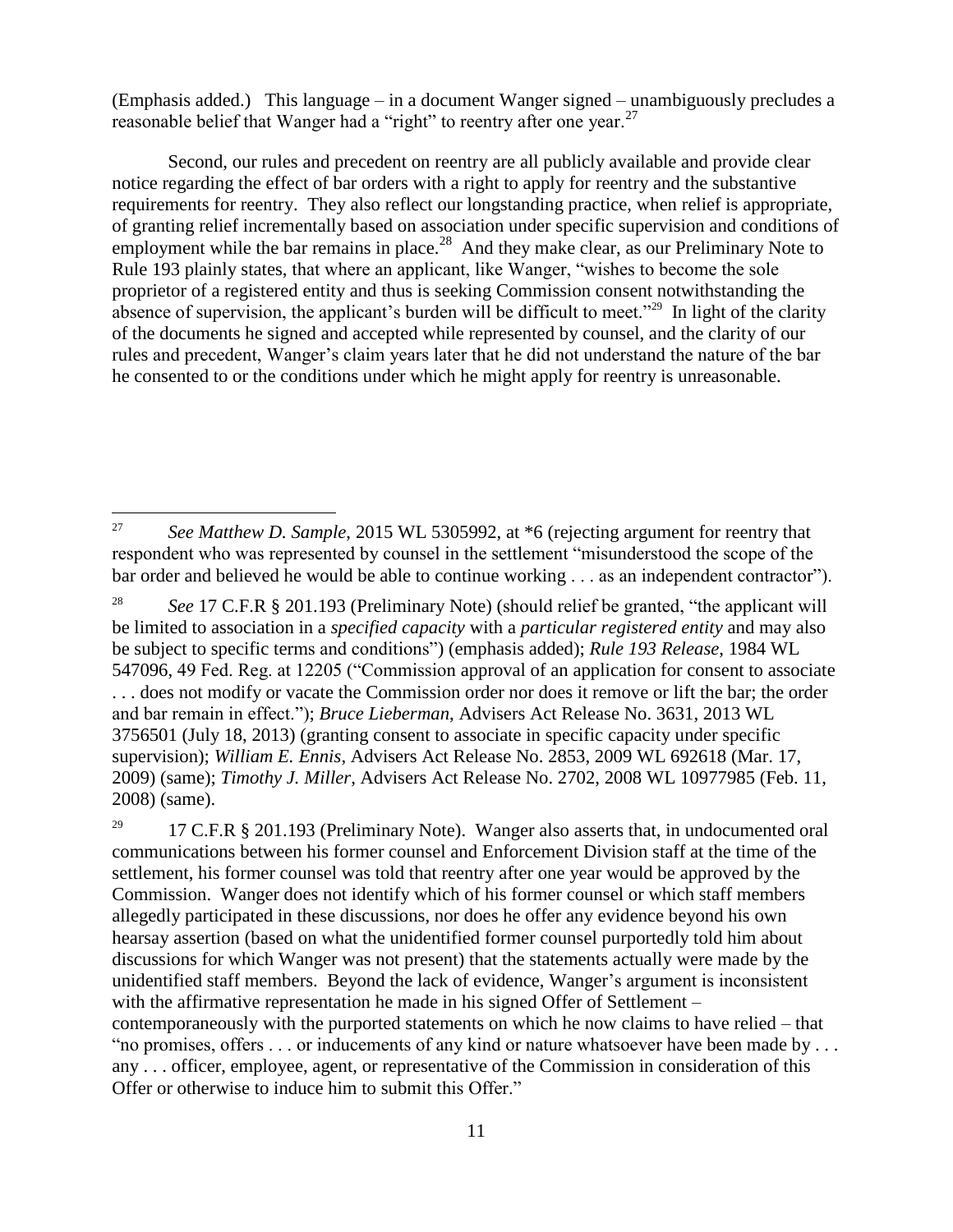(Emphasis added.) This language – in a document Wanger signed – unambiguously precludes a reasonable belief that Wanger had a "right" to reentry after one year.[27]

Second, our rules and precedent on reentry are all publicly available and provide clear notice regarding the effect of bar orders with a right to apply for reentry and the substantive requirements for reentry. They also reflect our longstanding practice, when relief is appropriate, of granting relief incrementally based on association under specific supervision and conditions of employment while the bar remains in place.[28] And they make clear, as our Preliminary Note to Rule 193 plainly states, that where an applicant, like Wanger, "wishes to become the sole proprietor of a registered entity and thus is seeking Commission consent notwithstanding the absence of supervision, the applicant's burden will be difficult to meet."[29] In light of the clarity of the documents he signed and accepted while represented by counsel, and the clarity of our rules and precedent, Wanger's claim years later that he did not understand the nature of the bar he consented to or the conditions under which he might apply for reentry is unreasonable.

---

[27] *See Matthew D. Sample*, 2015 WL 5305992, at *6 (rejecting argument for reentry that respondent who was represented by counsel in the settlement "misunderstood the scope of the bar order and believed he would be able to continue working . . . as an independent contractor").

[28] *See* 17 C.F.R § 201.193 (Preliminary Note) (should relief be granted, "the applicant will be limited to association in a *specified capacity* with a *particular registered entity* and may also be subject to specific terms and conditions") (emphasis added); *Rule 193 Release*, 1984 WL 547096, 49 Fed. Reg. at 12205 ("Commission approval of an application for consent to associate . . . does not modify or vacate the Commission order nor does it remove or lift the bar; the order and bar remain in effect."); *Bruce Lieberman*, Advisers Act Release No. 3631, 2013 WL 3756501 (July 18, 2013) (granting consent to associate in specific capacity under specific supervision); *William E. Ennis*, Advisers Act Release No. 2853, 2009 WL 692618 (Mar. 17, 2009) (same); *Timothy J. Miller*, Advisers Act Release No. 2702, 2008 WL 10977985 (Feb. 11, 2008) (same).

[29] 17 C.F.R § 201.193 (Preliminary Note). Wanger also asserts that, in undocumented oral communications between his former counsel and Enforcement Division staff at the time of the settlement, his former counsel was told that reentry after one year would be approved by the Commission. Wanger does not identify which of his former counsel or which staff members allegedly participated in these discussions, nor does he offer any evidence beyond his own hearsay assertion (based on what the unidentified former counsel purportedly told him about discussions for which Wanger was not present) that the statements actually were made by the unidentified staff members. Beyond the lack of evidence, Wanger's argument is inconsistent with the affirmative representation he made in his signed Offer of Settlement – contemporaneously with the purported statements on which he now claims to have relied – that "no promises, offers . . . or inducements of any kind or nature whatsoever have been made by . . . any . . . officer, employee, agent, or representative of the Commission in consideration of this Offer or otherwise to induce him to submit this Offer."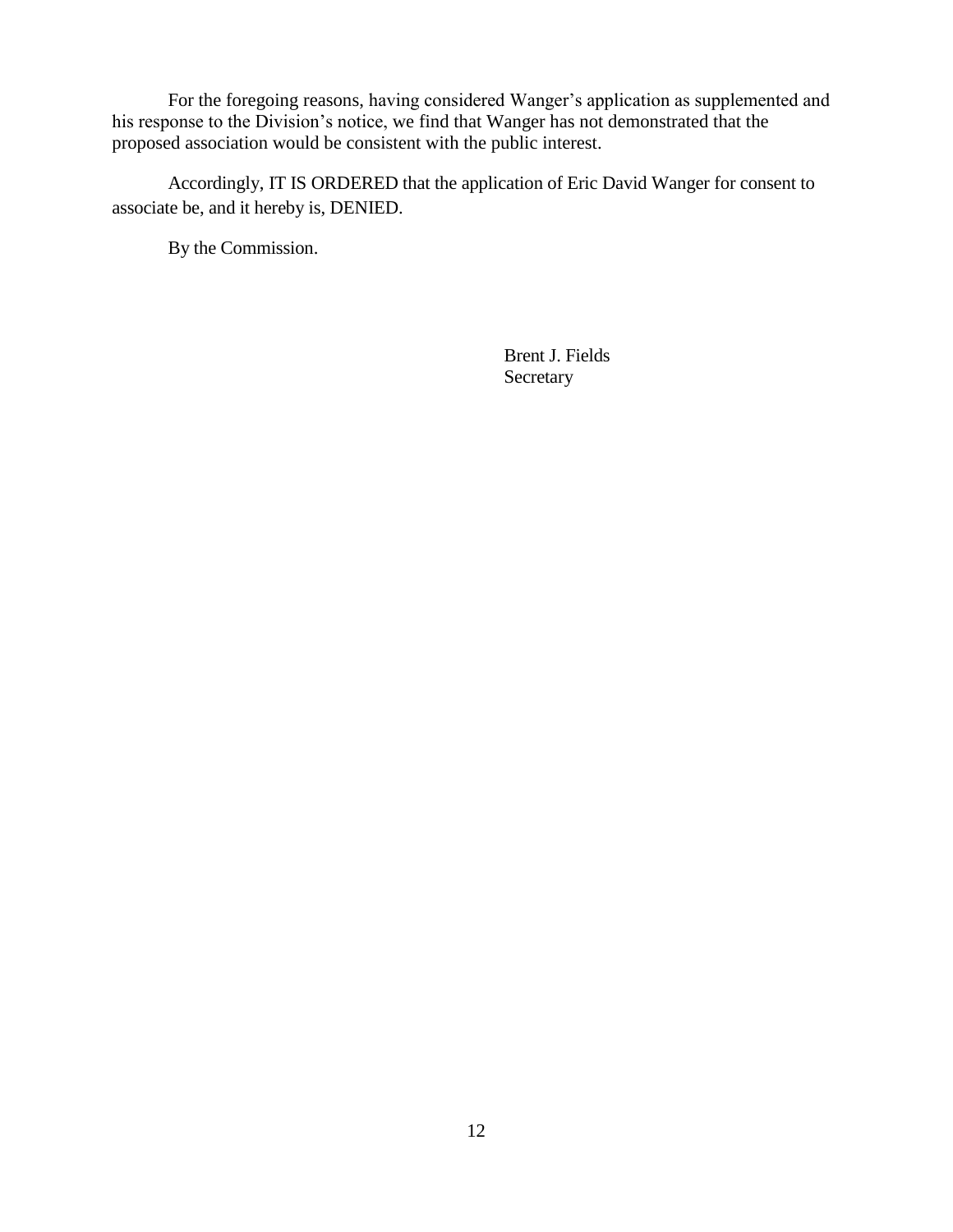For the foregoing reasons, having considered Wanger's application as supplemented and his response to the Division's notice, we find that Wanger has not demonstrated that the proposed association would be consistent with the public interest.

Accordingly, IT IS ORDERED that the application of Eric David Wanger for consent to associate be, and it hereby is, DENIED.

By the Commission.

Brent J. Fields  
Secretary